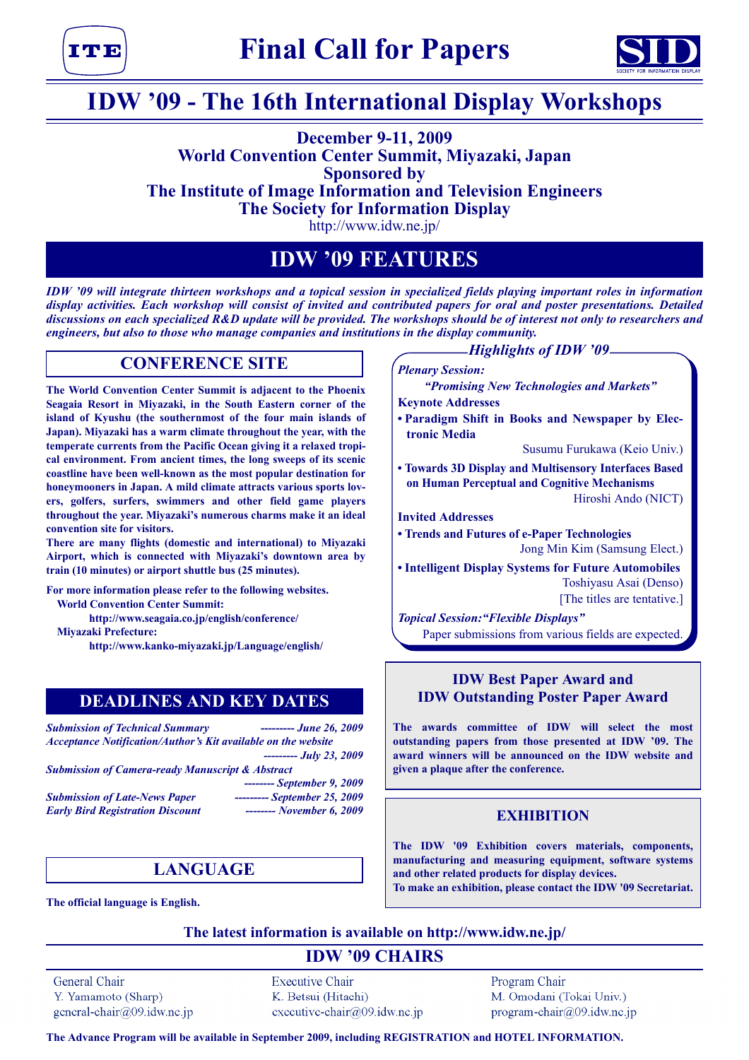# Final Call for Papers

# IDW '09 - The 16th International Display Workshops

**December 9-11, 2009**
**World Convention Center Summit, Miyazaki, Japan**
**Sponsored by**
**The Institute of Image Information and Television Engineers**
**The Society for Information Display**
http://www.idw.ne.jp/

## IDW '09 FEATURES

***IDW '09 will integrate thirteen workshops and a topical session in specialized fields playing important roles in information display activities. Each workshop will consist of invited and contributed papers for oral and poster presentations. Detailed discussions on each specialized R&D update will be provided. The workshops should be of interest not only to researchers and engineers, but also to those who manage companies and institutions in the display community.***

### CONFERENCE SITE

**The World Convention Center Summit is adjacent to the Phoenix Seagaia Resort in Miyazaki, in the South Eastern corner of the island of Kyushu (the southernmost of the four main islands of Japan). Miyazaki has a warm climate throughout the year, with the temperate currents from the Pacific Ocean giving it a relaxed tropical environment. From ancient times, the long sweeps of its scenic coastline have been well-known as the most popular destination for honeymooners in Japan. A mild climate attracts various sports lovers, golfers, surfers, swimmers and other field game players throughout the year. Miyazaki's numerous charms make it an ideal convention site for visitors.**

**There are many flights (domestic and international) to Miyazaki Airport, which is connected with Miyazaki's downtown area by train (10 minutes) or airport shuttle bus (25 minutes).**

**For more information please refer to the following websites.**

**World Convention Center Summit:**
**http://www.seagaia.co.jp/english/conference/**

**Miyazaki Prefecture:**
**http://www.kanko-miyazaki.jp/Language/english/**

### *Highlights of IDW '09*

***Plenary Session:***

***"Promising New Technologies and Markets"***

**Keynote Addresses**

- **Paradigm Shift in Books and Newspaper by Electronic Media**
  Susumu Furukawa (Keio Univ.)
- **Towards 3D Display and Multisensory Interfaces Based on Human Perceptual and Cognitive Mechanisms**
  Hiroshi Ando (NICT)

**Invited Addresses**

- **Trends and Futures of e-Paper Technologies**
  Jong Min Kim (Samsung Elect.)
- **Intelligent Display Systems for Future Automobiles**
  Toshiyasu Asai (Denso)

[The titles are tentative.]

***Topical Session:"Flexible Displays"***

Paper submissions from various fields are expected.

### DEADLINES AND KEY DATES

| | |
|---|---|
| ***Submission of Technical Summary*** | ***--------- June 26, 2009*** |
| ***Acceptance Notification/Author's Kit available on the website*** | ***--------- July 23, 2009*** |
| ***Submission of Camera-ready Manuscript & Abstract*** | ***-------- September 9, 2009*** |
| ***Submission of Late-News Paper*** | ***--------- September 25, 2009*** |
| ***Early Bird Registration Discount*** | ***-------- November 6, 2009*** |

### IDW Best Paper Award and IDW Outstanding Poster Paper Award

**The awards committee of IDW will select the most outstanding papers from those presented at IDW '09. The award winners will be announced on the IDW website and given a plaque after the conference.**

### LANGUAGE

**The official language is English.**

### EXHIBITION

**The IDW '09 Exhibition covers materials, components, manufacturing and measuring equipment, software systems and other related products for display devices.**
**To make an exhibition, please contact the IDW '09 Secretariat.**

**The latest information is available on http://www.idw.ne.jp/**

## IDW '09 CHAIRS

| General Chair | Executive Chair | Program Chair |
|---|---|---|
| Y. Yamamoto (Sharp) | K. Betsui (Hitachi) | M. Omodani (Tokai Univ.) |
| general-chair@09.idw.ne.jp | executive-chair@09.idw.ne.jp | program-chair@09.idw.ne.jp |

**The Advance Program will be available in September 2009, including REGISTRATION and HOTEL INFORMATION.**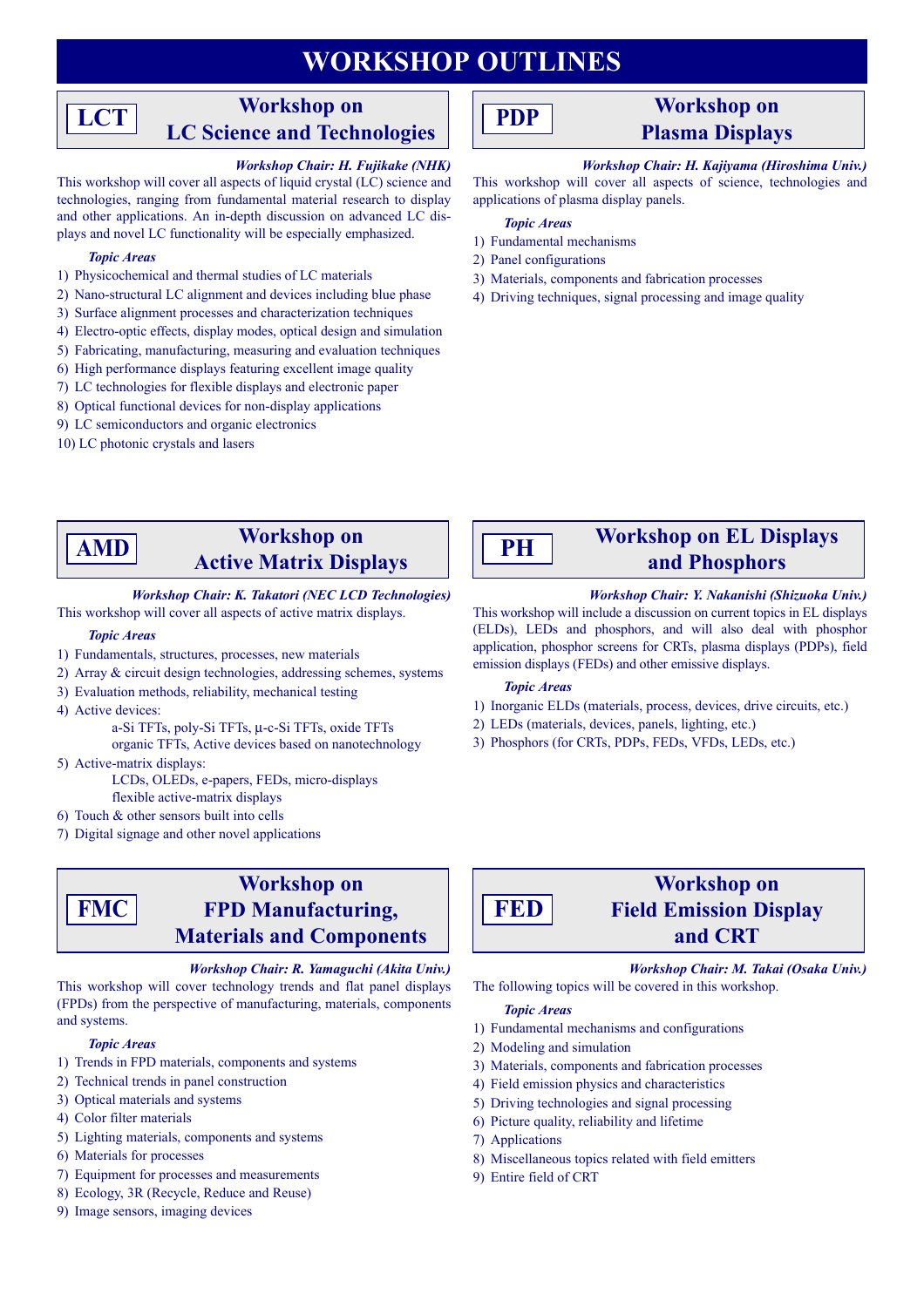# WORKSHOP OUTLINES

## LCT — Workshop on LC Science and Technologies

***Workshop Chair: H. Fujikake (NHK)***

This workshop will cover all aspects of liquid crystal (LC) science and technologies, ranging from fundamental material research to display and other applications. An in-depth discussion on advanced LC displays and novel LC functionality will be especially emphasized.

***Topic Areas***

1) Physicochemical and thermal studies of LC materials
2) Nano-structural LC alignment and devices including blue phase
3) Surface alignment processes and characterization techniques
4) Electro-optic effects, display modes, optical design and simulation
5) Fabricating, manufacturing, measuring and evaluation techniques
6) High performance displays featuring excellent image quality
7) LC technologies for flexible displays and electronic paper
8) Optical functional devices for non-display applications
9) LC semiconductors and organic electronics
10) LC photonic crystals and lasers

## PDP — Workshop on Plasma Displays

***Workshop Chair: H. Kajiyama (Hiroshima Univ.)***

This workshop will cover all aspects of science, technologies and applications of plasma display panels.

***Topic Areas***

1) Fundamental mechanisms
2) Panel configurations
3) Materials, components and fabrication processes
4) Driving techniques, signal processing and image quality

## AMD — Workshop on Active Matrix Displays

***Workshop Chair: K. Takatori (NEC LCD Technologies)***

This workshop will cover all aspects of active matrix displays.

***Topic Areas***

1) Fundamentals, structures, processes, new materials
2) Array & circuit design technologies, addressing schemes, systems
3) Evaluation methods, reliability, mechanical testing
4) Active devices:
   a-Si TFTs, poly-Si TFTs, μ-c-Si TFTs, oxide TFTs
   organic TFTs, Active devices based on nanotechnology
5) Active-matrix displays:
   LCDs, OLEDs, e-papers, FEDs, micro-displays
   flexible active-matrix displays
6) Touch & other sensors built into cells
7) Digital signage and other novel applications

## PH — Workshop on EL Displays and Phosphors

***Workshop Chair: Y. Nakanishi (Shizuoka Univ.)***

This workshop will include a discussion on current topics in EL displays (ELDs), LEDs and phosphors, and will also deal with phosphor application, phosphor screens for CRTs, plasma displays (PDPs), field emission displays (FEDs) and other emissive displays.

***Topic Areas***

1) Inorganic ELDs (materials, process, devices, drive circuits, etc.)
2) LEDs (materials, devices, panels, lighting, etc.)
3) Phosphors (for CRTs, PDPs, FEDs, VFDs, LEDs, etc.)

## FMC — Workshop on FPD Manufacturing, Materials and Components

***Workshop Chair: R. Yamaguchi (Akita Univ.)***

This workshop will cover technology trends and flat panel displays (FPDs) from the perspective of manufacturing, materials, components and systems.

***Topic Areas***

1) Trends in FPD materials, components and systems
2) Technical trends in panel construction
3) Optical materials and systems
4) Color filter materials
5) Lighting materials, components and systems
6) Materials for processes
7) Equipment for processes and measurements
8) Ecology, 3R (Recycle, Reduce and Reuse)
9) Image sensors, imaging devices

## FED — Workshop on Field Emission Display and CRT

***Workshop Chair: M. Takai (Osaka Univ.)***

The following topics will be covered in this workshop.

***Topic Areas***

1) Fundamental mechanisms and configurations
2) Modeling and simulation
3) Materials, components and fabrication processes
4) Field emission physics and characteristics
5) Driving technologies and signal processing
6) Picture quality, reliability and lifetime
7) Applications
8) Miscellaneous topics related with field emitters
9) Entire field of CRT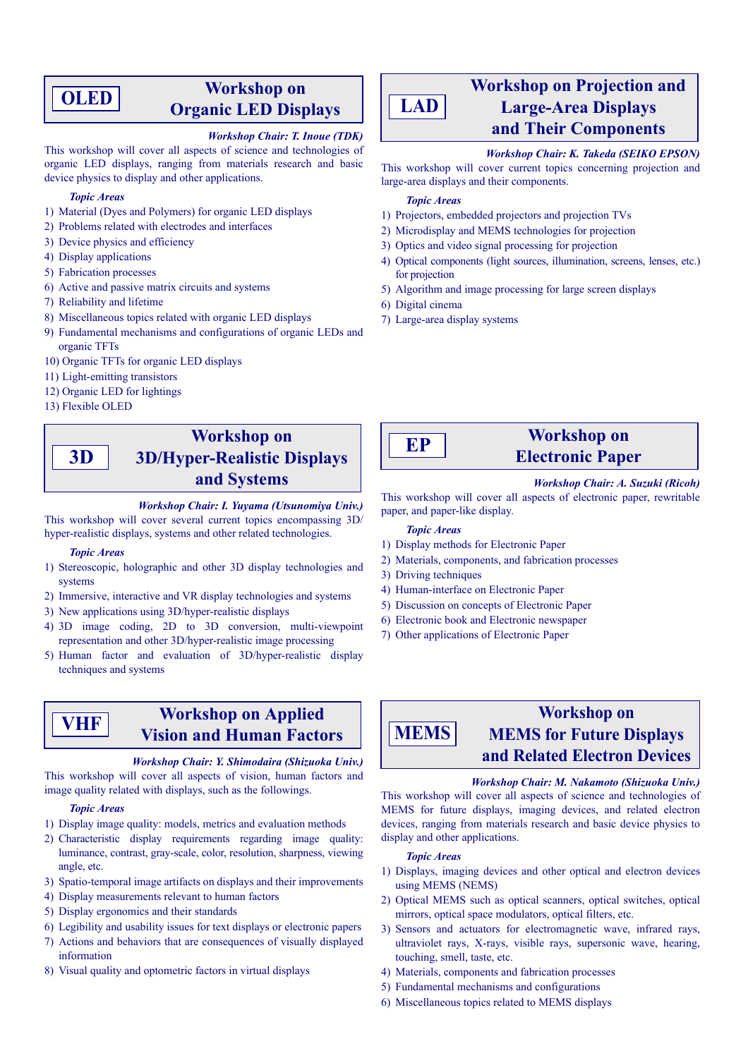## OLED — Workshop on Organic LED Displays

*Workshop Chair: T. Inoue (TDK)*

This workshop will cover all aspects of science and technologies of organic LED displays, ranging from materials research and basic device physics to display and other applications.

*Topic Areas*

1) Material (Dyes and Polymers) for organic LED displays
2) Problems related with electrodes and interfaces
3) Device physics and efficiency
4) Display applications
5) Fabrication processes
6) Active and passive matrix circuits and systems
7) Reliability and lifetime
8) Miscellaneous topics related with organic LED displays
9) Fundamental mechanisms and configurations of organic LEDs and organic TFTs
10) Organic TFTs for organic LED displays
11) Light-emitting transistors
12) Organic LED for lightings
13) Flexible OLED

## 3D — Workshop on 3D/Hyper-Realistic Displays and Systems

*Workshop Chair: I. Yuyama (Utsunomiya Univ.)*

This workshop will cover several current topics encompassing 3D/hyper-realistic displays, systems and other related technologies.

*Topic Areas*

1) Stereoscopic, holographic and other 3D display technologies and systems
2) Immersive, interactive and VR display technologies and systems
3) New applications using 3D/hyper-realistic displays
4) 3D image coding, 2D to 3D conversion, multi-viewpoint representation and other 3D/hyper-realistic image processing
5) Human factor and evaluation of 3D/hyper-realistic display techniques and systems

## VHF — Workshop on Applied Vision and Human Factors

*Workshop Chair: Y. Shimodaira (Shizuoka Univ.)*

This workshop will cover all aspects of vision, human factors and image quality related with displays, such as the followings.

*Topic Areas*

1) Display image quality: models, metrics and evaluation methods
2) Characteristic display requirements regarding image quality: luminance, contrast, gray-scale, color, resolution, sharpness, viewing angle, etc.
3) Spatio-temporal image artifacts on displays and their improvements
4) Display measurements relevant to human factors
5) Display ergonomics and their standards
6) Legibility and usability issues for text displays or electronic papers
7) Actions and behaviors that are consequences of visually displayed information
8) Visual quality and optometric factors in virtual displays

## LAD — Workshop on Projection and Large-Area Displays and Their Components

*Workshop Chair: K. Takeda (SEIKO EPSON)*

This workshop will cover current topics concerning projection and large-area displays and their components.

*Topic Areas*

1) Projectors, embedded projectors and projection TVs
2) Microdisplay and MEMS technologies for projection
3) Optics and video signal processing for projection
4) Optical components (light sources, illumination, screens, lenses, etc.) for projection
5) Algorithm and image processing for large screen displays
6) Digital cinema
7) Large-area display systems

## EP — Workshop on Electronic Paper

*Workshop Chair: A. Suzuki (Ricoh)*

This workshop will cover all aspects of electronic paper, rewritable paper, and paper-like display.

*Topic Areas*

1) Display methods for Electronic Paper
2) Materials, components, and fabrication processes
3) Driving techniques
4) Human-interface on Electronic Paper
5) Discussion on concepts of Electronic Paper
6) Electronic book and Electronic newspaper
7) Other applications of Electronic Paper

## MEMS — Workshop on MEMS for Future Displays and Related Electron Devices

*Workshop Chair: M. Nakamoto (Shizuoka Univ.)*

This workshop will cover all aspects of science and technologies of MEMS for future displays, imaging devices, and related electron devices, ranging from materials research and basic device physics to display and other applications.

*Topic Areas*

1) Displays, imaging devices and other optical and electron devices using MEMS (NEMS)
2) Optical MEMS such as optical scanners, optical switches, optical mirrors, optical space modulators, optical filters, etc.
3) Sensors and actuators for electromagnetic wave, infrared rays, ultraviolet rays, X-rays, visible rays, supersonic wave, hearing, touching, smell, taste, etc.
4) Materials, components and fabrication processes
5) Fundamental mechanisms and configurations
6) Miscellaneous topics related to MEMS displays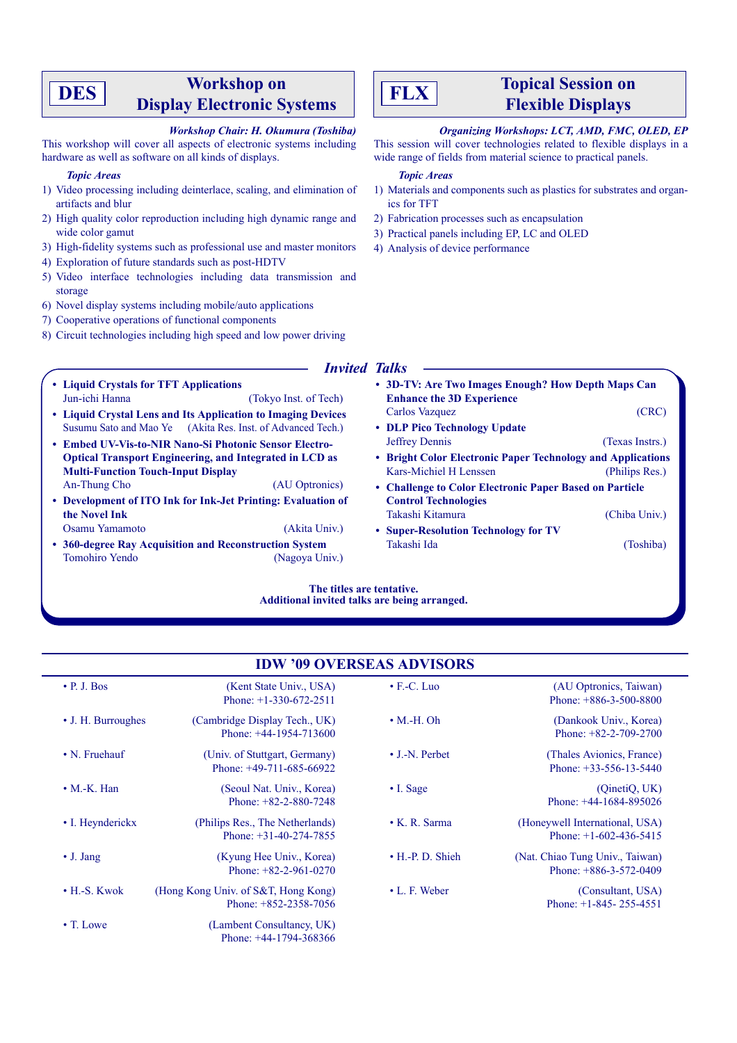## DES — Workshop on Display Electronic Systems

*Workshop Chair: H. Okumura (Toshiba)*

This workshop will cover all aspects of electronic systems including hardware as well as software on all kinds of displays.

*Topic Areas*

1) Video processing including deinterlace, scaling, and elimination of artifacts and blur
2) High quality color reproduction including high dynamic range and wide color gamut
3) High-fidelity systems such as professional use and master monitors
4) Exploration of future standards such as post-HDTV
5) Video interface technologies including data transmission and storage
6) Novel display systems including mobile/auto applications
7) Cooperative operations of functional components
8) Circuit technologies including high speed and low power driving

## FLX — Topical Session on Flexible Displays

*Organizing Workshops: LCT, AMD, FMC, OLED, EP*

This session will cover technologies related to flexible displays in a wide range of fields from material science to practical panels.

*Topic Areas*

1) Materials and components such as plastics for substrates and organics for TFT
2) Fabrication processes such as encapsulation
3) Practical panels including EP, LC and OLED
4) Analysis of device performance

## *Invited Talks*

- **Liquid Crystals for TFT Applications**
  Jun-ichi Hanna (Tokyo Inst. of Tech)
- **Liquid Crystal Lens and Its Application to Imaging Devices**
  Susumu Sato and Mao Ye (Akita Res. Inst. of Advanced Tech.)
- **Embed UV-Vis-to-NIR Nano-Si Photonic Sensor Electro-Optical Transport Engineering, and Integrated in LCD as Multi-Function Touch-Input Display**
  An-Thung Cho (AU Optronics)
- **Development of ITO Ink for Ink-Jet Printing: Evaluation of the Novel Ink**
  Osamu Yamamoto (Akita Univ.)
- **360-degree Ray Acquisition and Reconstruction System**
  Tomohiro Yendo (Nagoya Univ.)
- **3D-TV: Are Two Images Enough? How Depth Maps Can Enhance the 3D Experience**
  Carlos Vazquez (CRC)
- **DLP Pico Technology Update**
  Jeffrey Dennis (Texas Instrs.)
- **Bright Color Electronic Paper Technology and Applications**
  Kars-Michiel H Lenssen (Philips Res.)
- **Challenge to Color Electronic Paper Based on Particle Control Technologies**
  Takashi Kitamura (Chiba Univ.)
- **Super-Resolution Technology for TV**
  Takashi Ida (Toshiba)

**The titles are tentative.**
**Additional invited talks are being arranged.**

## IDW '09 OVERSEAS ADVISORS

- P. J. Bos (Kent State Univ., USA) Phone: +1-330-672-2511
- J. H. Burroughes (Cambridge Display Tech., UK) Phone: +44-1954-713600
- N. Fruehauf (Univ. of Stuttgart, Germany) Phone: +49-711-685-66922
- M.-K. Han (Seoul Nat. Univ., Korea) Phone: +82-2-880-7248
- I. Heynderickx (Philips Res., The Netherlands) Phone: +31-40-274-7855
- J. Jang (Kyung Hee Univ., Korea) Phone: +82-2-961-0270
- H.-S. Kwok (Hong Kong Univ. of S&T, Hong Kong) Phone: +852-2358-7056
- T. Lowe (Lambent Consultancy, UK) Phone: +44-1794-368366
- F.-C. Luo (AU Optronics, Taiwan) Phone: +886-3-500-8800
- M.-H. Oh (Dankook Univ., Korea) Phone: +82-2-709-2700
- J.-N. Perbet (Thales Avionics, France) Phone: +33-556-13-5440
- I. Sage (QinetiQ, UK) Phone: +44-1684-895026
- K. R. Sarma (Honeywell International, USA) Phone: +1-602-436-5415
- H.-P. D. Shieh (Nat. Chiao Tung Univ., Taiwan) Phone: +886-3-572-0409
- L. F. Weber (Consultant, USA) Phone: +1-845- 255-4551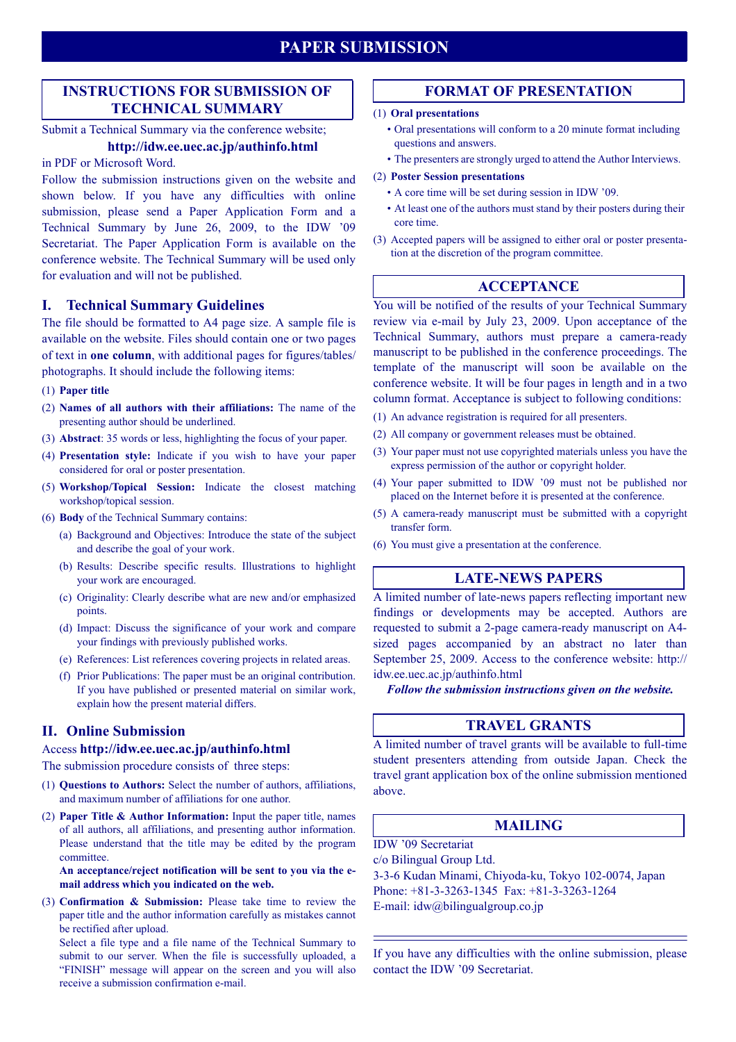# PAPER SUBMISSION

## INSTRUCTIONS FOR SUBMISSION OF TECHNICAL SUMMARY

Submit a Technical Summary via the conference website;

**http://idw.ee.uec.ac.jp/authinfo.html**

in PDF or Microsoft Word.

Follow the submission instructions given on the website and shown below. If you have any difficulties with online submission, please send a Paper Application Form and a Technical Summary by June 26, 2009, to the IDW '09 Secretariat. The Paper Application Form is available on the conference website. The Technical Summary will be used only for evaluation and will not be published.

### I. Technical Summary Guidelines

The file should be formatted to A4 page size. A sample file is available on the website. Files should contain one or two pages of text in **one column**, with additional pages for figures/tables/photographs. It should include the following items:

(1) **Paper title**

(2) **Names of all authors with their affiliations:** The name of the presenting author should be underlined.

(3) **Abstract**: 35 words or less, highlighting the focus of your paper.

(4) **Presentation style:** Indicate if you wish to have your paper considered for oral or poster presentation.

(5) **Workshop/Topical Session:** Indicate the closest matching workshop/topical session.

(6) **Body** of the Technical Summary contains:

- (a) Background and Objectives: Introduce the state of the subject and describe the goal of your work.
- (b) Results: Describe specific results. Illustrations to highlight your work are encouraged.
- (c) Originality: Clearly describe what are new and/or emphasized points.
- (d) Impact: Discuss the significance of your work and compare your findings with previously published works.
- (e) References: List references covering projects in related areas.
- (f) Prior Publications: The paper must be an original contribution. If you have published or presented material on similar work, explain how the present material differs.

### II. Online Submission

Access **http://idw.ee.uec.ac.jp/authinfo.html**

The submission procedure consists of three steps:

(1) **Questions to Authors:** Select the number of authors, affiliations, and maximum number of affiliations for one author.

(2) **Paper Title & Author Information:** Input the paper title, names of all authors, all affiliations, and presenting author information. Please understand that the title may be edited by the program committee.

**An acceptance/reject notification will be sent to you via the e-mail address which you indicated on the web.**

(3) **Confirmation & Submission:** Please take time to review the paper title and the author information carefully as mistakes cannot be rectified after upload.

Select a file type and a file name of the Technical Summary to submit to our server. When the file is successfully uploaded, a "FINISH" message will appear on the screen and you will also receive a submission confirmation e-mail.

## FORMAT OF PRESENTATION

(1) **Oral presentations**

- Oral presentations will conform to a 20 minute format including questions and answers.
- The presenters are strongly urged to attend the Author Interviews.

(2) **Poster Session presentations**

- A core time will be set during session in IDW '09.
- At least one of the authors must stand by their posters during their core time.

(3) Accepted papers will be assigned to either oral or poster presentation at the discretion of the program committee.

## ACCEPTANCE

You will be notified of the results of your Technical Summary review via e-mail by July 23, 2009. Upon acceptance of the Technical Summary, authors must prepare a camera-ready manuscript to be published in the conference proceedings. The template of the manuscript will soon be available on the conference website. It will be four pages in length and in a two column format. Acceptance is subject to following conditions:

(1) An advance registration is required for all presenters.

(2) All company or government releases must be obtained.

(3) Your paper must not use copyrighted materials unless you have the express permission of the author or copyright holder.

(4) Your paper submitted to IDW '09 must not be published nor placed on the Internet before it is presented at the conference.

(5) A camera-ready manuscript must be submitted with a copyright transfer form.

(6) You must give a presentation at the conference.

## LATE-NEWS PAPERS

A limited number of late-news papers reflecting important new findings or developments may be accepted. Authors are requested to submit a 2-page camera-ready manuscript on A4-sized pages accompanied by an abstract no later than September 25, 2009. Access to the conference website: http://idw.ee.uec.ac.jp/authinfo.html

***Follow the submission instructions given on the website.***

## TRAVEL GRANTS

A limited number of travel grants will be available to full-time student presenters attending from outside Japan. Check the travel grant application box of the online submission mentioned above.

## MAILING

IDW '09 Secretariat
c/o Bilingual Group Ltd.
3-3-6 Kudan Minami, Chiyoda-ku, Tokyo 102-0074, Japan
Phone: +81-3-3263-1345 Fax: +81-3-3263-1264
E-mail: idw@bilingualgroup.co.jp

---

If you have any difficulties with the online submission, please contact the IDW '09 Secretariat.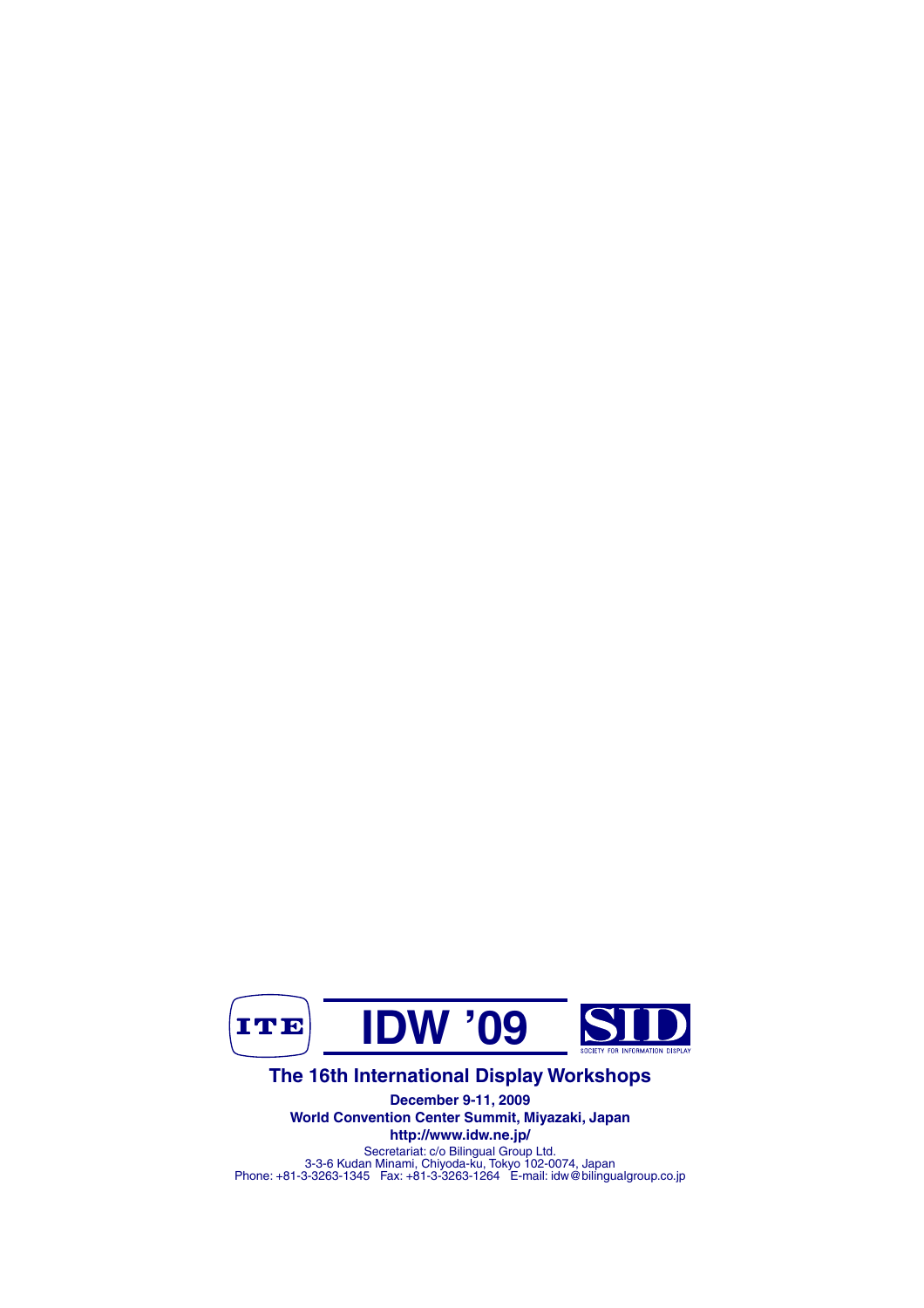ITE **IDW '09** SID

SOCIETY FOR INFORMATION DISPLAY

## The 16th International Display Workshops

**December 9-11, 2009**

**World Convention Center Summit, Miyazaki, Japan**

**http://www.idw.ne.jp/**

Secretariat: c/o Bilingual Group Ltd.
3-3-6 Kudan Minami, Chiyoda-ku, Tokyo 102-0074, Japan
Phone: +81-3-3263-1345 Fax: +81-3-3263-1264 E-mail: idw@bilingualgroup.co.jp